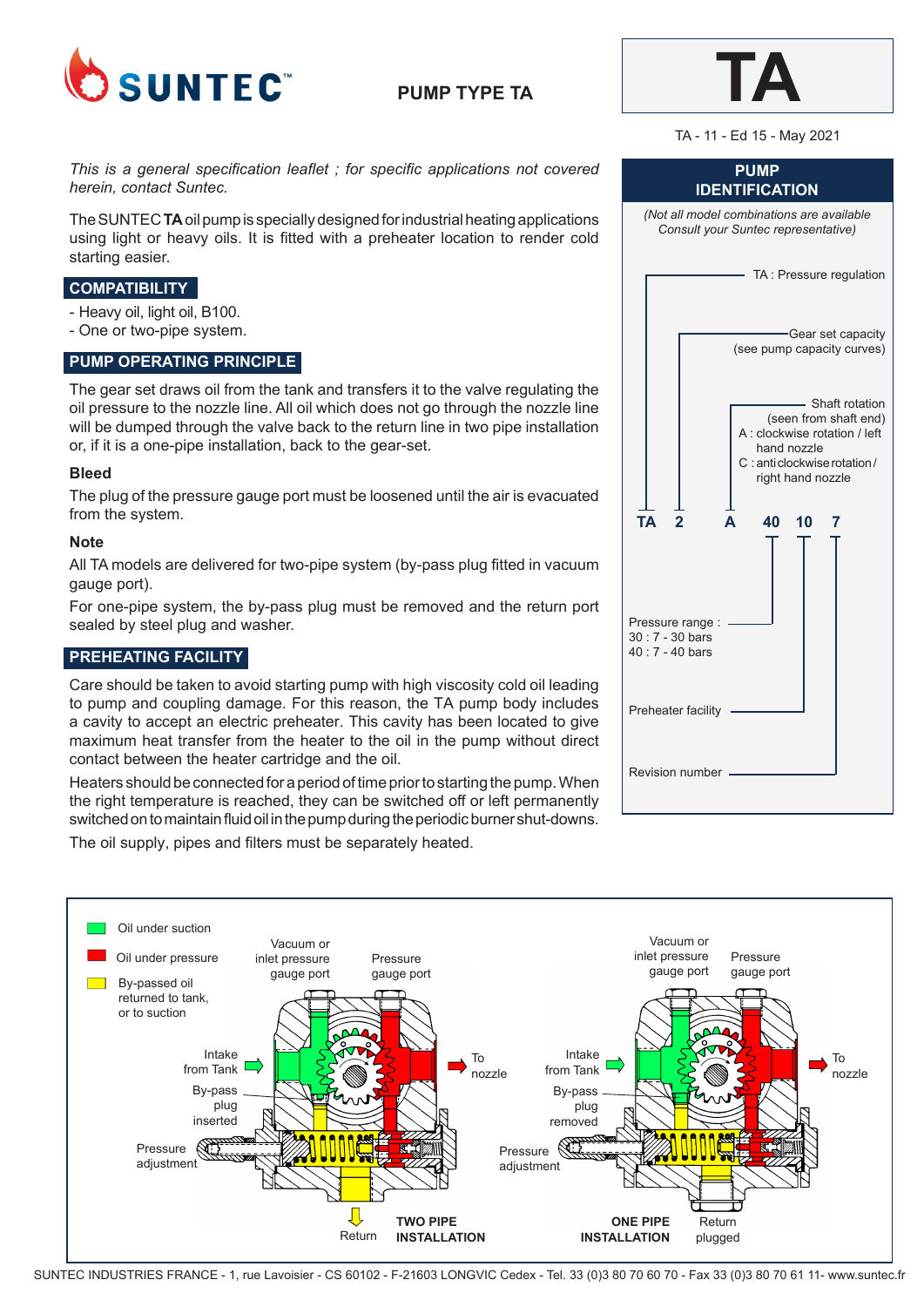# SUNTEC

## PUMP TYPE TA

# TA

TA - 11 - Ed 15 - May 2021

*This is a general specification leaflet ; for specific applications not covered herein, contact Suntec.*

The SUNTEC **TA** oil pump is specially designed for industrial heating applications using light or heavy oils. It is fitted with a preheater location to render cold starting easier.

## COMPATIBILITY

- Heavy oil, light oil, B100.
- One or two-pipe system.

## PUMP OPERATING PRINCIPLE

The gear set draws oil from the tank and transfers it to the valve regulating the oil pressure to the nozzle line. All oil which does not go through the nozzle line will be dumped through the valve back to the return line in two pipe installation or, if it is a one-pipe installation, back to the gear-set.

### Bleed

The plug of the pressure gauge port must be loosened until the air is evacuated from the system.

### Note

All TA models are delivered for two-pipe system (by-pass plug fitted in vacuum gauge port).

For one-pipe system, the by-pass plug must be removed and the return port sealed by steel plug and washer.

## PREHEATING FACILITY

Care should be taken to avoid starting pump with high viscosity cold oil leading to pump and coupling damage. For this reason, the TA pump body includes a cavity to accept an electric preheater. This cavity has been located to give maximum heat transfer from the heater to the oil in the pump without direct contact between the heater cartridge and the oil.

Heaters should be connected for a period of time prior to starting the pump. When the right temperature is reached, they can be switched off or left permanently switched on to maintain fluid oil in the pump during the periodic burner shut-downs.

The oil supply, pipes and filters must be separately heated.

## PUMP IDENTIFICATION

*(Not all model combinations are available Consult your Suntec representative)*

**TA 2 A 40 10 7**

- TA : Pressure regulation
- Gear set capacity (see pump capacity curves)
- Shaft rotation (seen from shaft end)
  - A : clockwise rotation / left hand nozzle
  - C : anti clockwise rotation / right hand nozzle
- Pressure range :
  - 30 : 7 - 30 bars
  - 40 : 7 - 40 bars
- Preheater facility
- Revision number

---

- Oil under suction
- Oil under pressure
- By-passed oil returned to tank, or to suction

**TWO PIPE INSTALLATION**: Vacuum or inlet pressure gauge port; Pressure gauge port; Intake from Tank; To nozzle; By-pass plug inserted; Pressure adjustment; Return

**ONE PIPE INSTALLATION**: Vacuum or inlet pressure gauge port; Pressure gauge port; Intake from Tank; To nozzle; By-pass plug removed; Pressure adjustment; Return plugged

SUNTEC INDUSTRIES FRANCE - 1, rue Lavoisier - CS 60102 - F-21603 LONGVIC Cedex - Tel. 33 (0)3 80 70 60 70 - Fax 33 (0)3 80 70 61 11- www.suntec.fr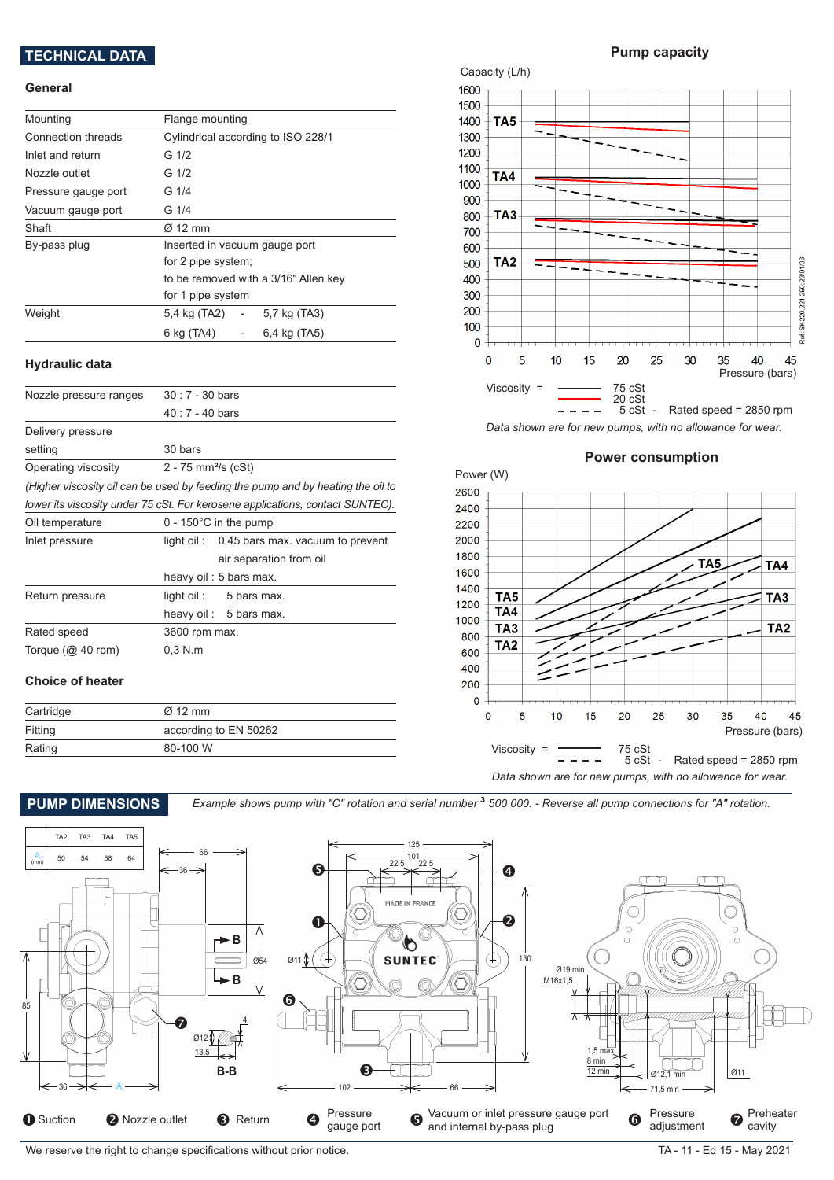## TECHNICAL DATA

### General

| | |
|---|---|
| Mounting | Flange mounting |
| Connection threads | Cylindrical according to ISO 228/1 |
| Inlet and return | G 1/2 |
| Nozzle outlet | G 1/2 |
| Pressure gauge port | G 1/4 |
| Vacuum gauge port | G 1/4 |
| Shaft | Ø 12 mm |
| By-pass plug | Inserted in vacuum gauge port for 2 pipe system; to be removed with a 3/16" Allen key for 1 pipe system |
| Weight | 5,4 kg (TA2) - 5,7 kg (TA3) 6 kg (TA4) - 6,4 kg (TA5) |

### Hydraulic data

| | |
|---|---|
| Nozzle pressure ranges | 30 : 7 - 30 bars 40 : 7 - 40 bars |
| Delivery pressure setting | 30 bars |
| Operating viscosity | 2 - 75 mm²/s (cSt) |

*(Higher viscosity oil can be used by feeding the pump and by heating the oil to lower its viscosity under 75 cSt. For kerosene applications, contact SUNTEC).*

| | |
|---|---|
| Oil temperature | 0 - 150°C in the pump |
| Inlet pressure | light oil : 0,45 bars max. vacuum to prevent air separation from oil heavy oil : 5 bars max. |
| Return pressure | light oil : 5 bars max. heavy oil : 5 bars max. |
| Rated speed | 3600 rpm max. |
| Torque (@ 40 rpm) | 0,3 N.m |

### Choice of heater

| | |
|---|---|
| Cartridge | Ø 12 mm |
| Fitting | according to EN 50262 |
| Rating | 80-100 W |

### Pump capacity

Capacity (L/h)

TA5 TA4 TA3 TA2

Pressure (bars)

Viscosity = 75 cSt / 20 cSt / 5 cSt - Rated speed = 2850 rpm

*Data shown are for new pumps, with no allowance for wear.*

Ref.SK220.221.290.23/01/06

### Power consumption

Power (W)

TA5 TA4 TA3 TA2

Pressure (bars)

Viscosity = 75 cSt / 5 cSt - Rated speed = 2850 rpm

*Data shown are for new pumps, with no allowance for wear.*

## PUMP DIMENSIONS

*Example shows pump with "C" rotation and serial number ³ 500 000. - Reverse all pump connections for "A" rotation.*

| | TA2 | TA3 | TA4 | TA5 |
|---|---|---|---|---|
| A (mm) | 50 | 54 | 58 | 64 |

B-B

MADE IN FRANCE

SUNTEC

1. Suction
2. Nozzle outlet
3. Return
4. Pressure gauge port
5. Vacuum or inlet pressure gauge port and internal by-pass plug
6. Pressure adjustment
7. Preheater cavity

We reserve the right to change specifications without prior notice.

TA - 11 - Ed 15 - May 2021